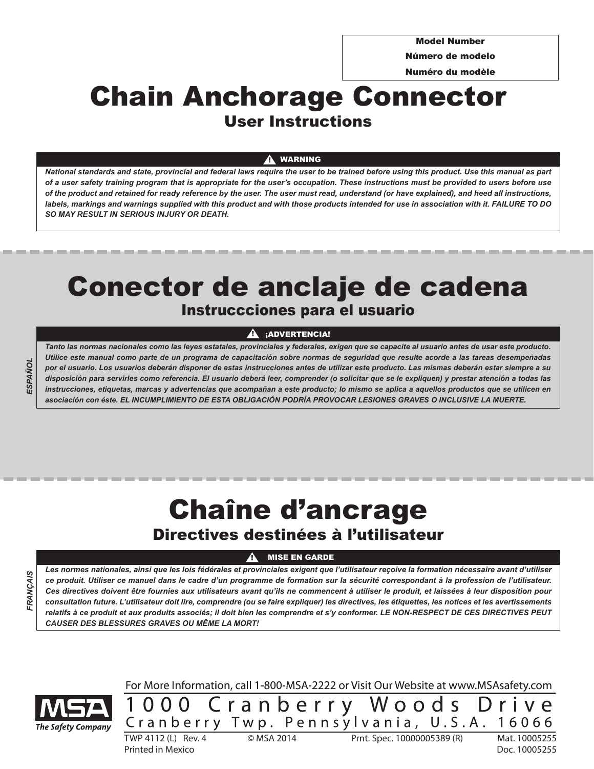| Model Number |
| --- |
| Número de modelo |
| Numéro du modèle |

# Chain Anchorage Connector

## User Instructions

**⚠ WARNING**

***National standards and state, provincial and federal laws require the user to be trained before using this product. Use this manual as part of a user safety training program that is appropriate for the user's occupation. These instructions must be provided to users before use of the product and retained for ready reference by the user. The user must read, understand (or have explained), and heed all instructions, labels, markings and warnings supplied with this product and with those products intended for use in association with it. FAILURE TO DO SO MAY RESULT IN SERIOUS INJURY OR DEATH.***

ESPAÑOL

# Conector de anclaje de cadena

## Instruccciones para el usuario

**⚠ ¡ADVERTENCIA!**

***Tanto las normas nacionales como las leyes estatales, provinciales y federales, exigen que se capacite al usuario antes de usar este producto. Utilice este manual como parte de un programa de capacitación sobre normas de seguridad que resulte acorde a las tareas desempeñadas por el usuario. Los usuarios deberán disponer de estas instrucciones antes de utilizar este producto. Las mismas deberán estar siempre a su disposición para servirles como referencia. El usuario deberá leer, comprender (o solicitar que se le expliquen) y prestar atención a todas las instrucciones, etiquetas, marcas y advertencias que acompañan a este producto; lo mismo se aplica a aquellos productos que se utilicen en asociación con éste. EL INCUMPLIMIENTO DE ESTA OBLIGACIÓN PODRÍA PROVOCAR LESIONES GRAVES O INCLUSIVE LA MUERTE.***

FRANÇAIS

# Chaîne d'ancrage

## Directives destinées à l'utilisateur

**⚠ MISE EN GARDE**

***Les normes nationales, ainsi que les lois fédérales et provinciales exigent que l'utilisateur reçoive la formation nécessaire avant d'utiliser ce produit. Utiliser ce manuel dans le cadre d'un programme de formation sur la sécurité correspondant à la profession de l'utilisateur. Ces directives doivent être fournies aux utilisateurs avant qu'ils ne commencent à utiliser le produit, et laissées à leur disposition pour consultation future. L'utilisateur doit lire, comprendre (ou se faire expliquer) les directives, les étiquettes, les notices et les avertissements relatifs à ce produit et aux produits associés; il doit bien les comprendre et s'y conformer. LE NON-RESPECT DE CES DIRECTIVES PEUT CAUSER DES BLESSURES GRAVES OU MÊME LA MORT!***

For More Information, call 1-800-MSA-2222 or Visit Our Website at www.MSAsafety.com

MSA The Safety Company

1000 Cranberry Woods Drive
Cranberry Twp. Pennsylvania, U.S.A. 16066

TWP 4112 (L) Rev. 4 © MSA 2014 Prnt. Spec. 10000005389 (R) Mat. 10005255
Printed in Mexico Doc. 10005255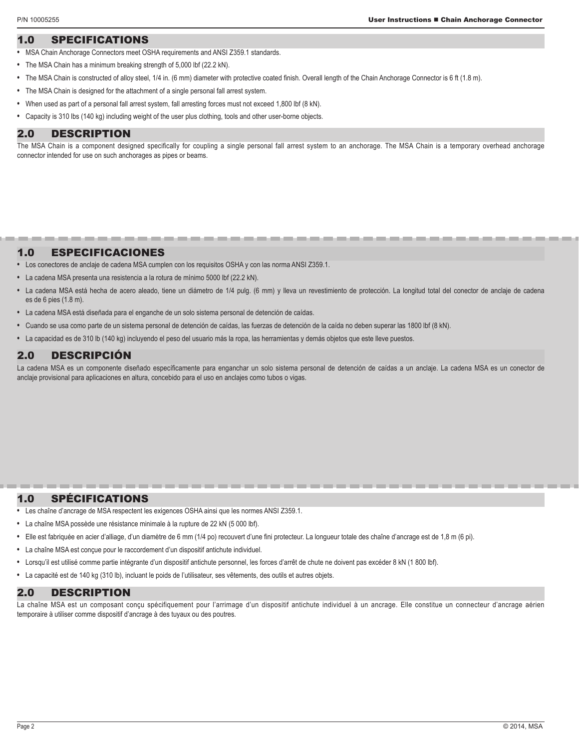## 1.0 SPECIFICATIONS

- MSA Chain Anchorage Connectors meet OSHA requirements and ANSI Z359.1 standards.
- The MSA Chain has a minimum breaking strength of 5,000 lbf (22.2 kN).
- The MSA Chain is constructed of alloy steel, 1/4 in. (6 mm) diameter with protective coated finish. Overall length of the Chain Anchorage Connector is 6 ft (1.8 m).
- The MSA Chain is designed for the attachment of a single personal fall arrest system.
- When used as part of a personal fall arrest system, fall arresting forces must not exceed 1,800 lbf (8 kN).
- Capacity is 310 lbs (140 kg) including weight of the user plus clothing, tools and other user-borne objects.

## 2.0 DESCRIPTION

The MSA Chain is a component designed specifically for coupling a single personal fall arrest system to an anchorage. The MSA Chain is a temporary overhead anchorage connector intended for use on such anchorages as pipes or beams.

## 1.0 ESPECIFICACIONES

- Los conectores de anclaje de cadena MSA cumplen con los requisitos OSHA y con las norma ANSI Z359.1.
- La cadena MSA presenta una resistencia a la rotura de mínimo 5000 lbf (22.2 kN).
- La cadena MSA está hecha de acero aleado, tiene un diámetro de 1/4 pulg. (6 mm) y lleva un revestimiento de protección. La longitud total del conector de anclaje de cadena es de 6 pies (1.8 m).
- La cadena MSA está diseñada para el enganche de un solo sistema personal de detención de caídas.
- Cuando se usa como parte de un sistema personal de detención de caídas, las fuerzas de detención de la caída no deben superar las 1800 lbf (8 kN).
- La capacidad es de 310 lb (140 kg) incluyendo el peso del usuario más la ropa, las herramientas y demás objetos que este lleve puestos.

## 2.0 DESCRIPCIÓN

La cadena MSA es un componente diseñado específicamente para enganchar un solo sistema personal de detención de caídas a un anclaje. La cadena MSA es un conector de anclaje provisional para aplicaciones en altura, concebido para el uso en anclajes como tubos o vigas.

## 1.0 SPÉCIFICATIONS

- Les chaîne d'ancrage de MSA respectent les exigences OSHA ainsi que les normes ANSI Z359.1.
- La chaîne MSA possède une résistance minimale à la rupture de 22 kN (5 000 lbf).
- Elle est fabriquée en acier d'alliage, d'un diamètre de 6 mm (1/4 po) recouvert d'une fini protecteur. La longueur totale des chaîne d'ancrage est de 1,8 m (6 pi).
- La chaîne MSA est conçue pour le raccordement d'un dispositif antichute individuel.
- Lorsqu'il est utilisé comme partie intégrante d'un dispositif antichute personnel, les forces d'arrêt de chute ne doivent pas excéder 8 kN (1 800 lbf).
- La capacité est de 140 kg (310 lb), incluant le poids de l'utilisateur, ses vêtements, des outils et autres objets.

## 2.0 DESCRIPTION

La chaîne MSA est un composant conçu spécifiquement pour l'arrimage d'un dispositif antichute individuel à un ancrage. Elle constitue un connecteur d'ancrage aérien temporaire à utiliser comme dispositif d'ancrage à des tuyaux ou des poutres.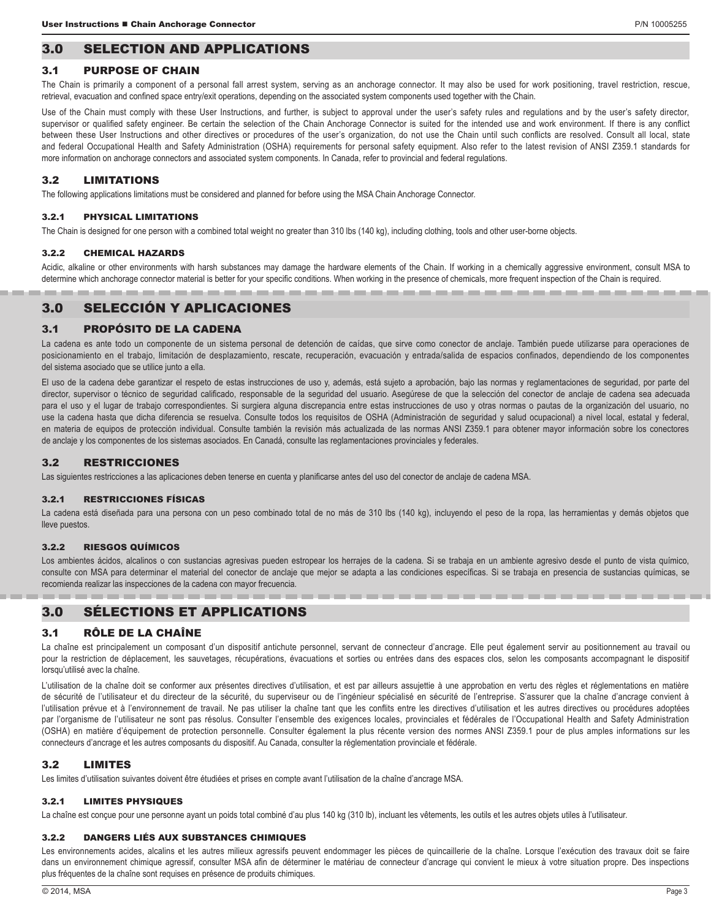## 3.0 SELECTION AND APPLICATIONS

### 3.1 PURPOSE OF CHAIN

The Chain is primarily a component of a personal fall arrest system, serving as an anchorage connector. It may also be used for work positioning, travel restriction, rescue, retrieval, evacuation and confined space entry/exit operations, depending on the associated system components used together with the Chain.

Use of the Chain must comply with these User Instructions, and further, is subject to approval under the user's safety rules and regulations and by the user's safety director, supervisor or qualified safety engineer. Be certain the selection of the Chain Anchorage Connector is suited for the intended use and work environment. If there is any conflict between these User Instructions and other directives or procedures of the user's organization, do not use the Chain until such conflicts are resolved. Consult all local, state and federal Occupational Health and Safety Administration (OSHA) requirements for personal safety equipment. Also refer to the latest revision of ANSI Z359.1 standards for more information on anchorage connectors and associated system components. In Canada, refer to provincial and federal regulations.

### 3.2 LIMITATIONS

The following applications limitations must be considered and planned for before using the MSA Chain Anchorage Connector.

#### 3.2.1 PHYSICAL LIMITATIONS

The Chain is designed for one person with a combined total weight no greater than 310 lbs (140 kg), including clothing, tools and other user-borne objects.

#### 3.2.2 CHEMICAL HAZARDS

Acidic, alkaline or other environments with harsh substances may damage the hardware elements of the Chain. If working in a chemically aggressive environment, consult MSA to determine which anchorage connector material is better for your specific conditions. When working in the presence of chemicals, more frequent inspection of the Chain is required.

## 3.0 SELECCIÓN Y APLICACIONES

### 3.1 PROPÓSITO DE LA CADENA

La cadena es ante todo un componente de un sistema personal de detención de caídas, que sirve como conector de anclaje. También puede utilizarse para operaciones de posicionamiento en el trabajo, limitación de desplazamiento, rescate, recuperación, evacuación y entrada/salida de espacios confinados, dependiendo de los componentes del sistema asociado que se utilice junto a ella.

El uso de la cadena debe garantizar el respeto de estas instrucciones de uso y, además, está sujeto a aprobación, bajo las normas y reglamentaciones de seguridad, por parte del director, supervisor o técnico de seguridad calificado, responsable de la seguridad del usuario. Asegúrese de que la selección del conector de anclaje de cadena sea adecuada para el uso y el lugar de trabajo correspondientes. Si surgiera alguna discrepancia entre estas instrucciones de uso y otras normas o pautas de la organización del usuario, no use la cadena hasta que dicha diferencia se resuelva. Consulte todos los requisitos de OSHA (Administración de seguridad y salud ocupacional) a nivel local, estatal y federal, en materia de equipos de protección individual. Consulte también la revisión más actualizada de las normas ANSI Z359.1 para obtener mayor información sobre los conectores de anclaje y los componentes de los sistemas asociados. En Canadá, consulte las reglamentaciones provinciales y federales.

### 3.2 RESTRICCIONES

Las siguientes restricciones a las aplicaciones deben tenerse en cuenta y planificarse antes del uso del conector de anclaje de cadena MSA.

#### 3.2.1 RESTRICCIONES FÍSICAS

La cadena está diseñada para una persona con un peso combinado total de no más de 310 lbs (140 kg), incluyendo el peso de la ropa, las herramientas y demás objetos que lleve puestos.

#### 3.2.2 RIESGOS QUÍMICOS

Los ambientes ácidos, alcalinos o con sustancias agresivas pueden estropear los herrajes de la cadena. Si se trabaja en un ambiente agresivo desde el punto de vista químico, consulte con MSA para determinar el material del conector de anclaje que mejor se adapta a las condiciones específicas. Si se trabaja en presencia de sustancias químicas, se recomienda realizar las inspecciones de la cadena con mayor frecuencia.

## 3.0 SÉLECTIONS ET APPLICATIONS

### 3.1 RÔLE DE LA CHAÎNE

La chaîne est principalement un composant d'un dispositif antichute personnel, servant de connecteur d'ancrage. Elle peut également servir au positionnement au travail ou pour la restriction de déplacement, les sauvetages, récupérations, évacuations et sorties ou entrées dans des espaces clos, selon les composants accompagnant le dispositif lorsqu'utilisé avec la chaîne.

L'utilisation de la chaîne doit se conformer aux présentes directives d'utilisation, et est par ailleurs assujettie à une approbation en vertu des règles et réglementations en matière de sécurité de l'utilisateur et du directeur de la sécurité, du superviseur ou de l'ingénieur spécialisé en sécurité de l'entreprise. S'assurer que la chaîne d'ancrage convient à l'utilisation prévue et à l'environnement de travail. Ne pas utiliser la chaîne tant que les conflits entre les directives d'utilisation et les autres directives ou procédures adoptées par l'organisme de l'utilisateur ne sont pas résolus. Consulter l'ensemble des exigences locales, provinciales et fédérales de l'Occupational Health and Safety Administration (OSHA) en matière d'équipement de protection personnelle. Consulter également la plus récente version des normes ANSI Z359.1 pour de plus amples informations sur les connecteurs d'ancrage et les autres composants du dispositif. Au Canada, consulter la réglementation provinciale et fédérale.

### 3.2 LIMITES

Les limites d'utilisation suivantes doivent être étudiées et prises en compte avant l'utilisation de la chaîne d'ancrage MSA.

#### 3.2.1 LIMITES PHYSIQUES

La chaîne est conçue pour une personne ayant un poids total combiné d'au plus 140 kg (310 lb), incluant les vêtements, les outils et les autres objets utiles à l'utilisateur.

#### 3.2.2 DANGERS LIÉS AUX SUBSTANCES CHIMIQUES

Les environnements acides, alcalins et les autres milieux agressifs peuvent endommager les pièces de quincaillerie de la chaîne. Lorsque l'exécution des travaux doit se faire dans un environnement chimique agressif, consulter MSA afin de déterminer le matériau de connecteur d'ancrage qui convient le mieux à votre situation propre. Des inspections plus fréquentes de la chaîne sont requises en présence de produits chimiques.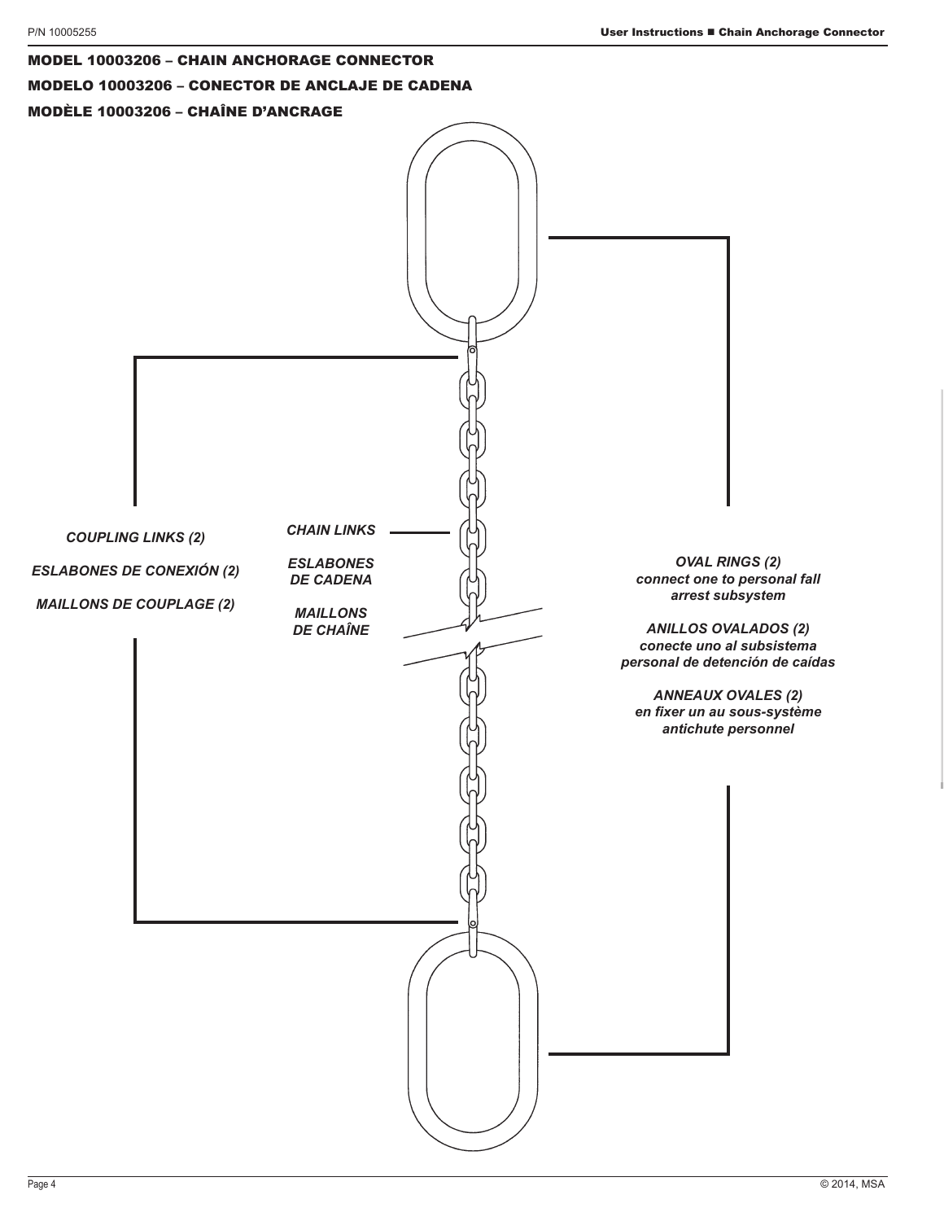## MODEL 10003206 – CHAIN ANCHORAGE CONNECTOR

## MODELO 10003206 – CONECTOR DE ANCLAJE DE CADENA

## MODÈLE 10003206 – CHAÎNE D'ANCRAGE

*COUPLING LINKS (2)*

*ESLABONES DE CONEXIÓN (2)*

*MAILLONS DE COUPLAGE (2)*

*CHAIN LINKS*

*ESLABONES DE CADENA*

*MAILLONS DE CHAÎNE*

*OVAL RINGS (2) connect one to personal fall arrest subsystem*

*ANILLOS OVALADOS (2) conecte uno al subsistema personal de detención de caídas*

*ANNEAUX OVALES (2) en fixer un au sous-système antichute personnel*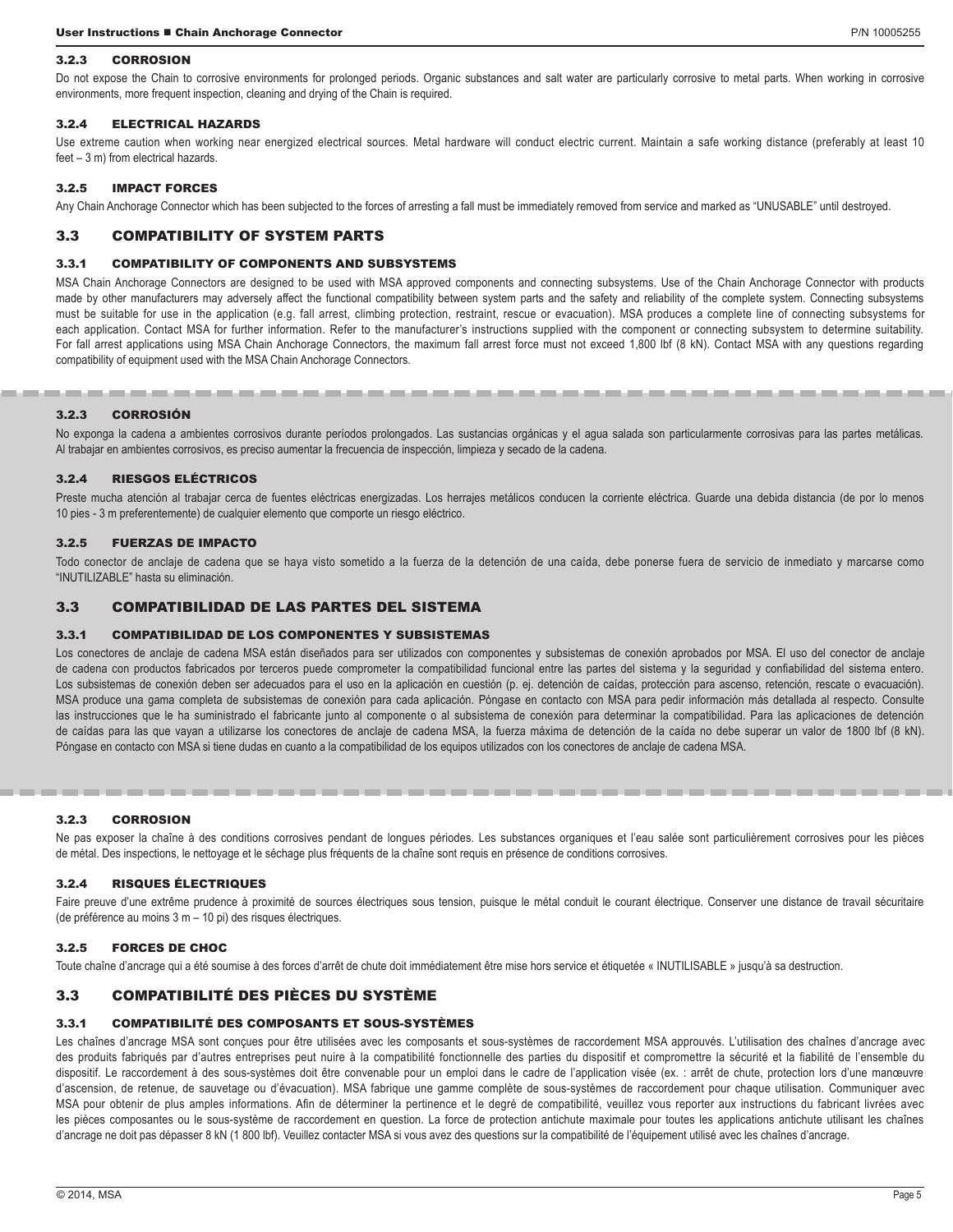### 3.2.3 CORROSION

Do not expose the Chain to corrosive environments for prolonged periods. Organic substances and salt water are particularly corrosive to metal parts. When working in corrosive environments, more frequent inspection, cleaning and drying of the Chain is required.

### 3.2.4 ELECTRICAL HAZARDS

Use extreme caution when working near energized electrical sources. Metal hardware will conduct electric current. Maintain a safe working distance (preferably at least 10 feet – 3 m) from electrical hazards.

### 3.2.5 IMPACT FORCES

Any Chain Anchorage Connector which has been subjected to the forces of arresting a fall must be immediately removed from service and marked as "UNUSABLE" until destroyed.

## 3.3 COMPATIBILITY OF SYSTEM PARTS

### 3.3.1 COMPATIBILITY OF COMPONENTS AND SUBSYSTEMS

MSA Chain Anchorage Connectors are designed to be used with MSA approved components and connecting subsystems. Use of the Chain Anchorage Connector with products made by other manufacturers may adversely affect the functional compatibility between system parts and the safety and reliability of the complete system. Connecting subsystems must be suitable for use in the application (e.g. fall arrest, climbing protection, restraint, rescue or evacuation). MSA produces a complete line of connecting subsystems for each application. Contact MSA for further information. Refer to the manufacturer's instructions supplied with the component or connecting subsystem to determine suitability. For fall arrest applications using MSA Chain Anchorage Connectors, the maximum fall arrest force must not exceed 1,800 lbf (8 kN). Contact MSA with any questions regarding compatibility of equipment used with the MSA Chain Anchorage Connectors.

---

### 3.2.3 CORROSIÓN

No exponga la cadena a ambientes corrosivos durante períodos prolongados. Las sustancias orgánicas y el agua salada son particularmente corrosivas para las partes metálicas. Al trabajar en ambientes corrosivos, es preciso aumentar la frecuencia de inspección, limpieza y secado de la cadena.

### 3.2.4 RIESGOS ELÉCTRICOS

Preste mucha atención al trabajar cerca de fuentes eléctricas energizadas. Los herrajes metálicos conducen la corriente eléctrica. Guarde una debida distancia (de por lo menos 10 pies - 3 m preferentemente) de cualquier elemento que comporte un riesgo eléctrico.

### 3.2.5 FUERZAS DE IMPACTO

Todo conector de anclaje de cadena que se haya visto sometido a la fuerza de la detención de una caída, debe ponerse fuera de servicio de inmediato y marcarse como "INUTILIZABLE" hasta su eliminación.

## 3.3 COMPATIBILIDAD DE LAS PARTES DEL SISTEMA

### 3.3.1 COMPATIBILIDAD DE LOS COMPONENTES Y SUBSISTEMAS

Los conectores de anclaje de cadena MSA están diseñados para ser utilizados con componentes y subsistemas de conexión aprobados por MSA. El uso del conector de anclaje de cadena con productos fabricados por terceros puede comprometer la compatibilidad funcional entre las partes del sistema y la seguridad y confiabilidad del sistema entero. Los subsistemas de conexión deben ser adecuados para el uso en la aplicación en cuestión (p. ej. detención de caídas, protección para ascenso, retención, rescate o evacuación). MSA produce una gama completa de subsistemas de conexión para cada aplicación. Póngase en contacto con MSA para pedir información más detallada al respecto. Consulte las instrucciones que le ha suministrado el fabricante junto al componente o al subsistema de conexión para determinar la compatibilidad. Para las aplicaciones de detención de caídas para las que vayan a utilizarse los conectores de anclaje de cadena MSA, la fuerza máxima de detención de la caída no debe superar un valor de 1800 lbf (8 kN). Póngase en contacto con MSA si tiene dudas en cuanto a la compatibilidad de los equipos utilizados con los conectores de anclaje de cadena MSA.

---

### 3.2.3 CORROSION

Ne pas exposer la chaîne à des conditions corrosives pendant de longues périodes. Les substances organiques et l'eau salée sont particulièrement corrosives pour les pièces de métal. Des inspections, le nettoyage et le séchage plus fréquents de la chaîne sont requis en présence de conditions corrosives.

### 3.2.4 RISQUES ÉLECTRIQUES

Faire preuve d'une extrême prudence à proximité de sources électriques sous tension, puisque le métal conduit le courant électrique. Conserver une distance de travail sécuritaire (de préférence au moins 3 m – 10 pi) des risques électriques.

### 3.2.5 FORCES DE CHOC

Toute chaîne d'ancrage qui a été soumise à des forces d'arrêt de chute doit immédiatement être mise hors service et étiquetée « INUTILISABLE » jusqu'à sa destruction.

## 3.3 COMPATIBILITÉ DES PIÈCES DU SYSTÈME

### 3.3.1 COMPATIBILITÉ DES COMPOSANTS ET SOUS-SYSTÈMES

Les chaînes d'ancrage MSA sont conçues pour être utilisées avec les composants et sous-systèmes de raccordement MSA approuvés. L'utilisation des chaînes d'ancrage avec des produits fabriqués par d'autres entreprises peut nuire à la compatibilité fonctionnelle des parties du dispositif et compromettre la sécurité et la fiabilité de l'ensemble du dispositif. Le raccordement à des sous-systèmes doit être convenable pour un emploi dans le cadre de l'application visée (ex. : arrêt de chute, protection lors d'une manœuvre d'ascension, de retenue, de sauvetage ou d'évacuation). MSA fabrique une gamme complète de sous-systèmes de raccordement pour chaque utilisation. Communiquer avec MSA pour obtenir de plus amples informations. Afin de déterminer la pertinence et le degré de compatibilité, veuillez vous reporter aux instructions du fabricant livrées avec les pièces composantes ou le sous-système de raccordement en question. La force de protection antichute maximale pour toutes les applications antichute utilisant les chaînes d'ancrage ne doit pas dépasser 8 kN (1 800 lbf). Veuillez contacter MSA si vous avez des questions sur la compatibilité de l'équipement utilisé avec les chaînes d'ancrage.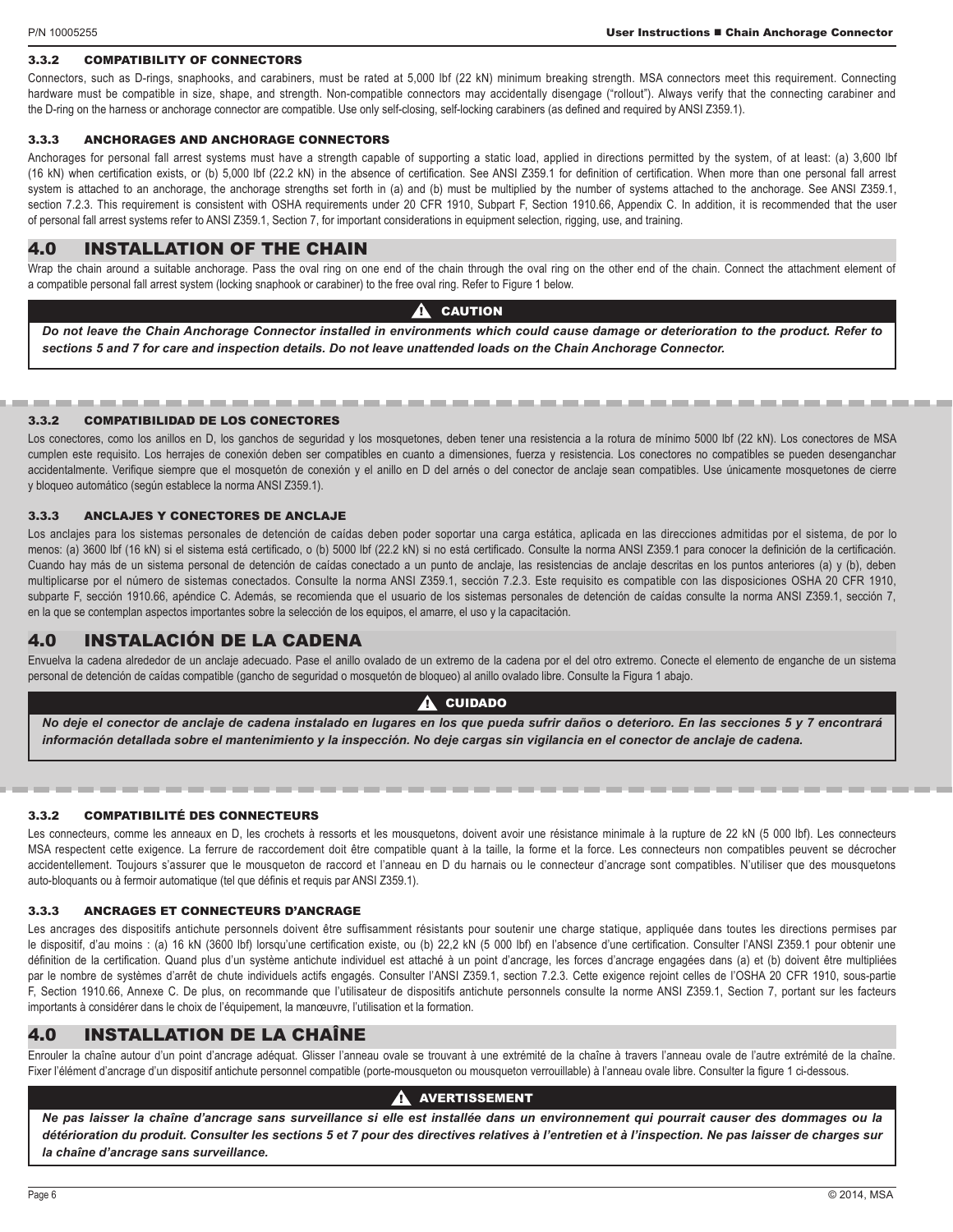### 3.3.2 COMPATIBILITY OF CONNECTORS

Connectors, such as D-rings, snaphooks, and carabiners, must be rated at 5,000 lbf (22 kN) minimum breaking strength. MSA connectors meet this requirement. Connecting hardware must be compatible in size, shape, and strength. Non-compatible connectors may accidentally disengage ("rollout"). Always verify that the connecting carabiner and the D-ring on the harness or anchorage connector are compatible. Use only self-closing, self-locking carabiners (as defined and required by ANSI Z359.1).

### 3.3.3 ANCHORAGES AND ANCHORAGE CONNECTORS

Anchorages for personal fall arrest systems must have a strength capable of supporting a static load, applied in directions permitted by the system, of at least: (a) 3,600 lbf (16 kN) when certification exists, or (b) 5,000 lbf (22.2 kN) in the absence of certification. See ANSI Z359.1 for definition of certification. When more than one personal fall arrest system is attached to an anchorage, the anchorage strengths set forth in (a) and (b) must be multiplied by the number of systems attached to the anchorage. See ANSI Z359.1, section 7.2.3. This requirement is consistent with OSHA requirements under 20 CFR 1910, Subpart F, Section 1910.66, Appendix C. In addition, it is recommended that the user of personal fall arrest systems refer to ANSI Z359.1, Section 7, for important considerations in equipment selection, rigging, use, and training.

## 4.0 INSTALLATION OF THE CHAIN

Wrap the chain around a suitable anchorage. Pass the oval ring on one end of the chain through the oval ring on the other end of the chain. Connect the attachment element of a compatible personal fall arrest system (locking snaphook or carabiner) to the free oval ring. Refer to Figure 1 below.

**⚠ CAUTION**

***Do not leave the Chain Anchorage Connector installed in environments which could cause damage or deterioration to the product. Refer to sections 5 and 7 for care and inspection details. Do not leave unattended loads on the Chain Anchorage Connector.***

---

### 3.3.2 COMPATIBILIDAD DE LOS CONECTORES

Los conectores, como los anillos en D, los ganchos de seguridad y los mosquetones, deben tener una resistencia a la rotura de mínimo 5000 lbf (22 kN). Los conectores de MSA cumplen este requisito. Los herrajes de conexión deben ser compatibles en cuanto a dimensiones, fuerza y resistencia. Los conectores no compatibles se pueden desenganchar accidentalmente. Verifique siempre que el mosquetón de conexión y el anillo en D del arnés o del conector de anclaje sean compatibles. Use únicamente mosquetones de cierre y bloqueo automático (según establece la norma ANSI Z359.1).

### 3.3.3 ANCLAJES Y CONECTORES DE ANCLAJE

Los anclajes para los sistemas personales de detención de caídas deben poder soportar una carga estática, aplicada en las direcciones admitidas por el sistema, de por lo menos: (a) 3600 lbf (16 kN) si el sistema está certificado, o (b) 5000 lbf (22.2 kN) si no está certificado. Consulte la norma ANSI Z359.1 para conocer la definición de la certificación. Cuando hay más de un sistema personal de detención de caídas conectado a un punto de anclaje, las resistencias de anclaje descritas en los puntos anteriores (a) y (b), deben multiplicarse por el número de sistemas conectados. Consulte la norma ANSI Z359.1, sección 7.2.3. Este requisito es compatible con las disposiciones OSHA 20 CFR 1910, subparte F, sección 1910.66, apéndice C. Además, se recomienda que el usuario de los sistemas personales de detención de caídas consulte la norma ANSI Z359.1, sección 7, en la que se contemplan aspectos importantes sobre la selección de los equipos, el amarre, el uso y la capacitación.

## 4.0 INSTALACIÓN DE LA CADENA

Envuelva la cadena alrededor de un anclaje adecuado. Pase el anillo ovalado de un extremo de la cadena por el del otro extremo. Conecte el elemento de enganche de un sistema personal de detención de caídas compatible (gancho de seguridad o mosquetón de bloqueo) al anillo ovalado libre. Consulte la Figura 1 abajo.

**⚠ CUIDADO**

***No deje el conector de anclaje de cadena instalado en lugares en los que pueda sufrir daños o deterioro. En las secciones 5 y 7 encontrará información detallada sobre el mantenimiento y la inspección. No deje cargas sin vigilancia en el conector de anclaje de cadena.***

---

### 3.3.2 COMPATIBILITÉ DES CONNECTEURS

Les connecteurs, comme les anneaux en D, les crochets à ressorts et les mousquetons, doivent avoir une résistance minimale à la rupture de 22 kN (5 000 lbf). Les connecteurs MSA respectent cette exigence. La ferrure de raccordement doit être compatible quant à la taille, la forme et la force. Les connecteurs non compatibles peuvent se décrocher accidentellement. Toujours s'assurer que le mousqueton de raccord et l'anneau en D du harnais ou le connecteur d'ancrage sont compatibles. N'utiliser que des mousquetons auto-bloquants ou à fermoir automatique (tel que définis et requis par ANSI Z359.1).

### 3.3.3 ANCRAGES ET CONNECTEURS D'ANCRAGE

Les ancrages des dispositifs antichute personnels doivent être suffisamment résistants pour soutenir une charge statique, appliquée dans toutes les directions permises par le dispositif, d'au moins : (a) 16 kN (3600 lbf) lorsqu'une certification existe, ou (b) 22,2 kN (5 000 lbf) en l'absence d'une certification. Consulter l'ANSI Z359.1 pour obtenir une définition de la certification. Quand plus d'un système antichute individuel est attaché à un point d'ancrage, les forces d'ancrage engagées dans (a) et (b) doivent être multipliées par le nombre de systèmes d'arrêt de chute individuels actifs engagés. Consulter l'ANSI Z359.1, section 7.2.3. Cette exigence rejoint celles de l'OSHA 20 CFR 1910, sous-partie F, Section 1910.66, Annexe C. De plus, on recommande que l'utilisateur de dispositifs antichute personnels consulte la norme ANSI Z359.1, Section 7, portant sur les facteurs importants à considérer dans le choix de l'équipement, la manœuvre, l'utilisation et la formation.

## 4.0 INSTALLATION DE LA CHAÎNE

Enrouler la chaîne autour d'un point d'ancrage adéquat. Glisser l'anneau ovale se trouvant à une extrémité de la chaîne à travers l'anneau ovale de l'autre extrémité de la chaîne. Fixer l'élément d'ancrage d'un dispositif antichute personnel compatible (porte-mousqueton ou mousqueton verrouillable) à l'anneau ovale libre. Consulter la figure 1 ci-dessous.

**⚠ AVERTISSEMENT**

***Ne pas laisser la chaîne d'ancrage sans surveillance si elle est installée dans un environnement qui pourrait causer des dommages ou la détérioration du produit. Consulter les sections 5 et 7 pour des directives relatives à l'entretien et à l'inspection. Ne pas laisser de charges sur la chaîne d'ancrage sans surveillance.***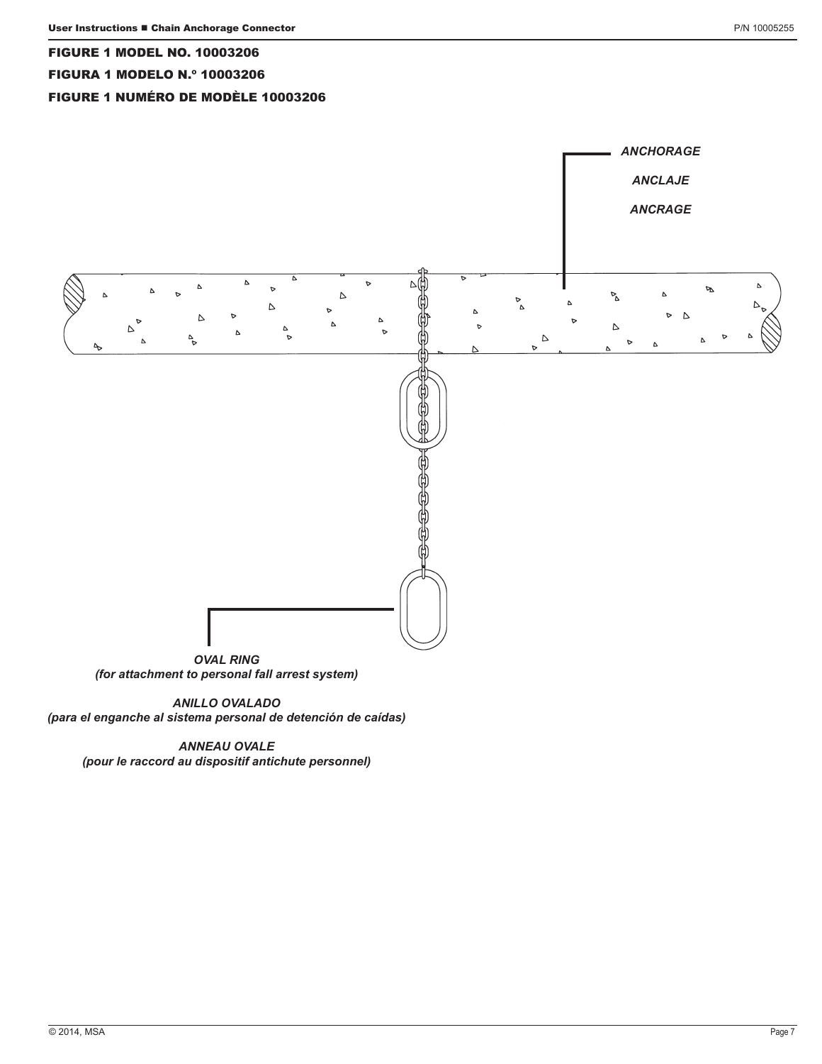**FIGURE 1 MODEL NO. 10003206**

**FIGURA 1 MODELO N.º 10003206**

**FIGURE 1 NUMÉRO DE MODÈLE 10003206**

***ANCHORAGE***

***ANCLAJE***

***ANCRAGE***

***OVAL RING***
***(for attachment to personal fall arrest system)***

***ANILLO OVALADO***
***(para el enganche al sistema personal de detención de caídas)***

***ANNEAU OVALE***
***(pour le raccord au dispositif antichute personnel)***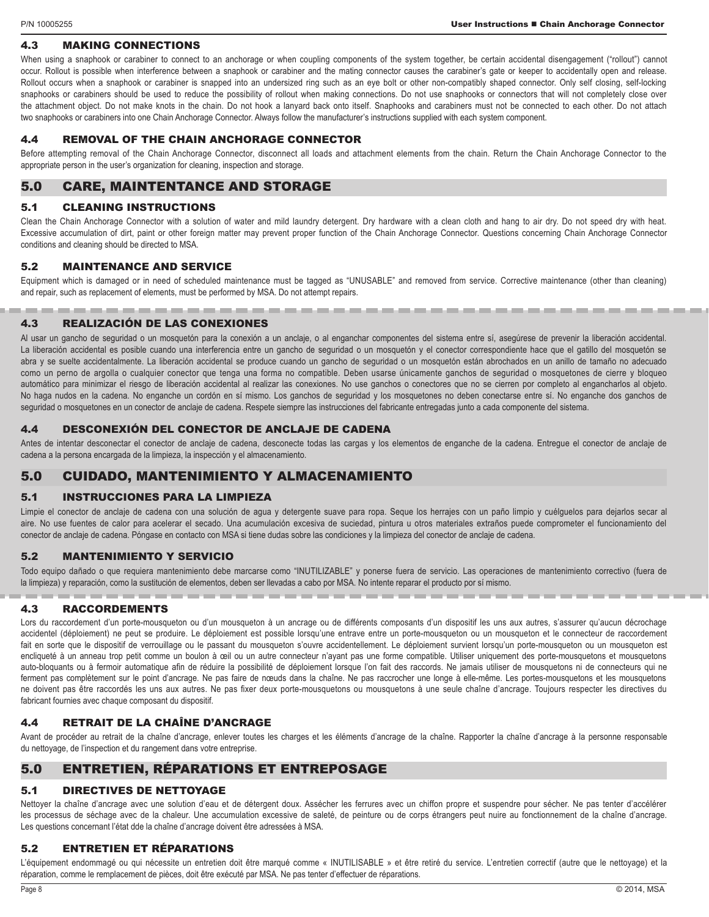## 4.3 MAKING CONNECTIONS

When using a snaphook or carabiner to connect to an anchorage or when coupling components of the system together, be certain accidental disengagement ("rollout") cannot occur. Rollout is possible when interference between a snaphook or carabiner and the mating connector causes the carabiner's gate or keeper to accidentally open and release. Rollout occurs when a snaphook or carabiner is snapped into an undersized ring such as an eye bolt or other non-compatibly shaped connector. Only self closing, self-locking snaphooks or carabiners should be used to reduce the possibility of rollout when making connections. Do not use snaphooks or connectors that will not completely close over the attachment object. Do not make knots in the chain. Do not hook a lanyard back onto itself. Snaphooks and carabiners must not be connected to each other. Do not attach two snaphooks or carabiners into one Chain Anchorage Connector. Always follow the manufacturer's instructions supplied with each system component.

## 4.4 REMOVAL OF THE CHAIN ANCHORAGE CONNECTOR

Before attempting removal of the Chain Anchorage Connector, disconnect all loads and attachment elements from the chain. Return the Chain Anchorage Connector to the appropriate person in the user's organization for cleaning, inspection and storage.

# 5.0 CARE, MAINTENTANCE AND STORAGE

## 5.1 CLEANING INSTRUCTIONS

Clean the Chain Anchorage Connector with a solution of water and mild laundry detergent. Dry hardware with a clean cloth and hang to air dry. Do not speed dry with heat. Excessive accumulation of dirt, paint or other foreign matter may prevent proper function of the Chain Anchorage Connector. Questions concerning Chain Anchorage Connector conditions and cleaning should be directed to MSA.

## 5.2 MAINTENANCE AND SERVICE

Equipment which is damaged or in need of scheduled maintenance must be tagged as "UNUSABLE" and removed from service. Corrective maintenance (other than cleaning) and repair, such as replacement of elements, must be performed by MSA. Do not attempt repairs.

## 4.3 REALIZACIÓN DE LAS CONEXIONES

Al usar un gancho de seguridad o un mosquetón para la conexión a un anclaje, o al enganchar componentes del sistema entre sí, asegúrese de prevenir la liberación accidental. La liberación accidental es posible cuando una interferencia entre un gancho de seguridad o un mosquetón y el conector correspondiente hace que el gatillo del mosquetón se abra y se suelte accidentalmente. La liberación accidental se produce cuando un gancho de seguridad o un mosquetón están abrochados en un anillo de tamaño no adecuado como un perno de argolla o cualquier conector que tenga una forma no compatible. Deben usarse únicamente ganchos de seguridad o mosquetones de cierre y bloqueo automático para minimizar el riesgo de liberación accidental al realizar las conexiones. No use ganchos o conectores que no se cierren por completo al engancharlos al objeto. No haga nudos en la cadena. No enganche un cordón en sí mismo. Los ganchos de seguridad y los mosquetones no deben conectarse entre sí. No enganche dos ganchos de seguridad o mosquetones en un conector de anclaje de cadena. Respete siempre las instrucciones del fabricante entregadas junto a cada componente del sistema.

## 4.4 DESCONEXIÓN DEL CONECTOR DE ANCLAJE DE CADENA

Antes de intentar desconectar el conector de anclaje de cadena, desconecte todas las cargas y los elementos de enganche de la cadena. Entregue el conector de anclaje de cadena a la persona encargada de la limpieza, la inspección y el almacenamiento.

# 5.0 CUIDADO, MANTENIMIENTO Y ALMACENAMIENTO

## 5.1 INSTRUCCIONES PARA LA LIMPIEZA

Limpie el conector de anclaje de cadena con una solución de agua y detergente suave para ropa. Seque los herrajes con un paño limpio y cuélguelos para dejarlos secar al aire. No use fuentes de calor para acelerar el secado. Una acumulación excesiva de suciedad, pintura u otros materiales extraños puede comprometer el funcionamiento del conector de anclaje de cadena. Póngase en contacto con MSA si tiene dudas sobre las condiciones y la limpieza del conector de anclaje de cadena.

## 5.2 MANTENIMIENTO Y SERVICIO

Todo equipo dañado o que requiera mantenimiento debe marcarse como "INUTILIZABLE" y ponerse fuera de servicio. Las operaciones de mantenimiento correctivo (fuera de la limpieza) y reparación, como la sustitución de elementos, deben ser llevadas a cabo por MSA. No intente reparar el producto por sí mismo.

## 4.3 RACCORDEMENTS

Lors du raccordement d'un porte-mousqueton ou d'un mousqueton à un ancrage ou de différents composants d'un dispositif les uns aux autres, s'assurer qu'aucun décrochage accidentel (déploiement) ne peut se produire. Le déploiement est possible lorsqu'une entrave entre un porte-mousqueton ou un mousqueton et le connecteur de raccordement fait en sorte que le dispositif de verrouillage ou le passant du mousqueton s'ouvre accidentellement. Le déploiement survient lorsqu'un porte-mousqueton ou un mousqueton est encliqueté à un anneau trop petit comme un boulon à œil ou un autre connecteur n'ayant pas une forme compatible. Utiliser uniquement des porte-mousquetons et mousquetons auto-bloquants ou à fermoir automatique afin de réduire la possibilité de déploiement lorsque l'on fait des raccords. Ne jamais utiliser de mousquetons ni de connecteurs qui ne ferment pas complètement sur le point d'ancrage. Ne pas faire de nœuds dans la chaîne. Ne pas raccrocher une longe à elle-même. Les portes-mousquetons et les mousquetons ne doivent pas être raccordés les uns aux autres. Ne pas fixer deux porte-mousquetons ou mousquetons à une seule chaîne d'ancrage. Toujours respecter les directives du fabricant fournies avec chaque composant du dispositif.

## 4.4 RETRAIT DE LA CHAÎNE D'ANCRAGE

Avant de procéder au retrait de la chaîne d'ancrage, enlever toutes les charges et les éléments d'ancrage de la chaîne. Rapporter la chaîne d'ancrage à la personne responsable du nettoyage, de l'inspection et du rangement dans votre entreprise.

# 5.0 ENTRETIEN, RÉPARATIONS ET ENTREPOSAGE

## 5.1 DIRECTIVES DE NETTOYAGE

Nettoyer la chaîne d'ancrage avec une solution d'eau et de détergent doux. Assécher les ferrures avec un chiffon propre et suspendre pour sécher. Ne pas tenter d'accélérer les processus de séchage avec de la chaleur. Une accumulation excessive de saleté, de peinture ou de corps étrangers peut nuire au fonctionnement de la chaîne d'ancrage. Les questions concernant l'état dde la chaîne d'ancrage doivent être adressées à MSA.

## 5.2 ENTRETIEN ET RÉPARATIONS

L'équipement endommagé ou qui nécessite un entretien doit être marqué comme « INUTILISABLE » et être retiré du service. L'entretien correctif (autre que le nettoyage) et la réparation, comme le remplacement de pièces, doit être exécuté par MSA. Ne pas tenter d'effectuer de réparations.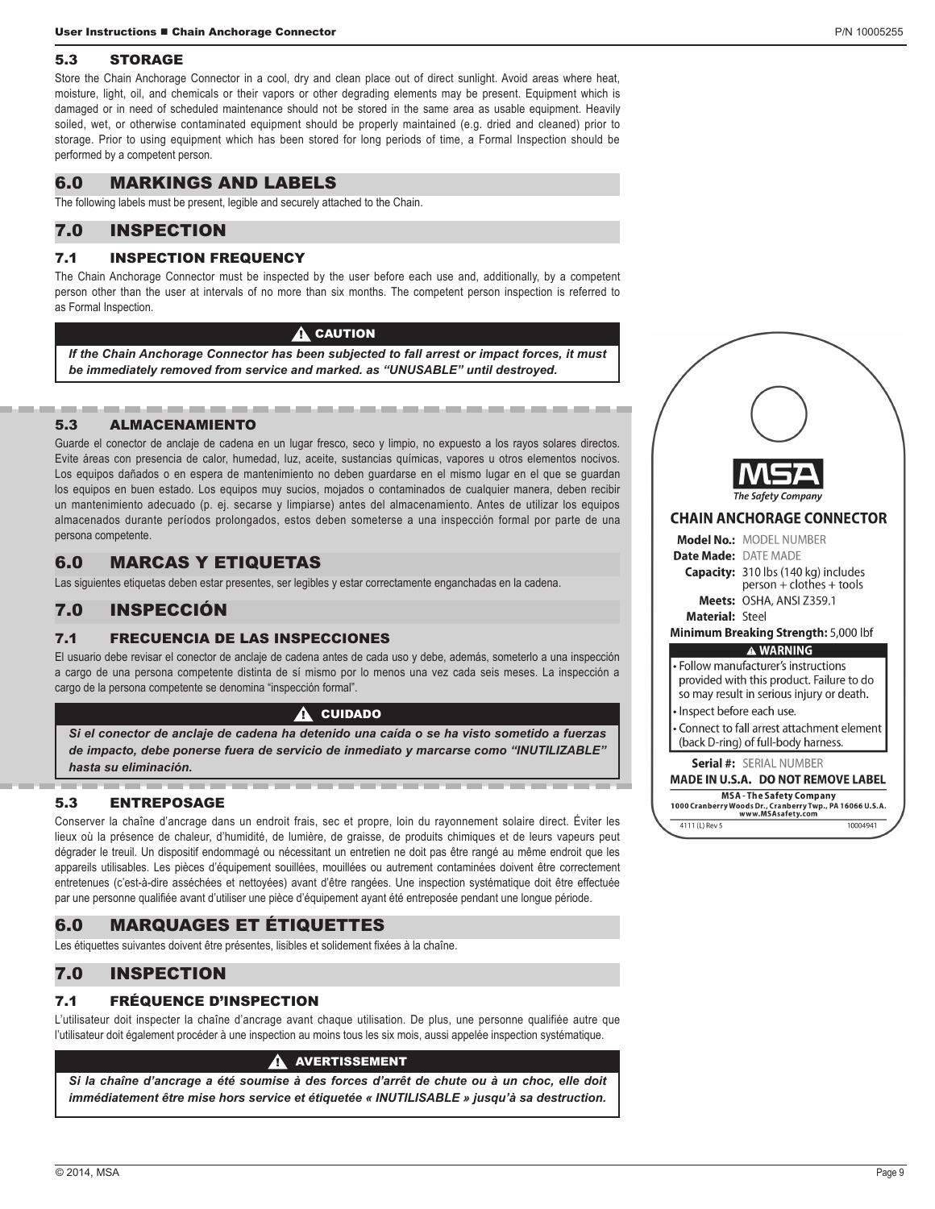## 5.3 STORAGE

Store the Chain Anchorage Connector in a cool, dry and clean place out of direct sunlight. Avoid areas where heat, moisture, light, oil, and chemicals or their vapors or other degrading elements may be present. Equipment which is damaged or in need of scheduled maintenance should not be stored in the same area as usable equipment. Heavily soiled, wet, or otherwise contaminated equipment should be properly maintained (e.g. dried and cleaned) prior to storage. Prior to using equipment which has been stored for long periods of time, a Formal Inspection should be performed by a competent person.

## 6.0 MARKINGS AND LABELS

The following labels must be present, legible and securely attached to the Chain.

**CHAIN ANCHORAGE CONNECTOR**

**Model No.:** MODEL NUMBER
**Date Made:** DATE MADE
**Capacity:** 310 lbs (140 kg) includes person + clothes + tools
**Meets:** OSHA, ANSI Z359.1
**Material:** Steel
**Minimum Breaking Strength:** 5,000 lbf

**⚠ WARNING**
- Follow manufacturer's instructions provided with this product. Failure to do so may result in serious injury or death.
- Inspect before each use.
- Connect to fall arrest attachment element (back D-ring) of full-body harness.

**Serial #:** SERIAL NUMBER
**MADE IN U.S.A. DO NOT REMOVE LABEL**
MSA - The Safety Company
1000 Cranberry Woods Dr., Cranberry Twp., PA 16066 U.S.A.
www.MSAsafety.com
4111 (L) Rev 5 10004941

## 7.0 INSPECTION

### 7.1 INSPECTION FREQUENCY

The Chain Anchorage Connector must be inspected by the user before each use and, additionally, by a competent person other than the user at intervals of no more than six months. The competent person inspection is referred to as Formal Inspection.

**⚠ CAUTION**

***If the Chain Anchorage Connector has been subjected to fall arrest or impact forces, it must be immediately removed from service and marked. as "UNUSABLE" until destroyed.***

## 5.3 ALMACENAMIENTO

Guarde el conector de anclaje de cadena en un lugar fresco, seco y limpio, no expuesto a los rayos solares directos. Evite áreas con presencia de calor, humedad, luz, aceite, sustancias químicas, vapores u otros elementos nocivos. Los equipos dañados o en espera de mantenimiento no deben guardarse en el mismo lugar en el que se guardan los equipos en buen estado. Los equipos muy sucios, mojados o contaminados de cualquier manera, deben recibir un mantenimiento adecuado (p. ej. secarse y limpiarse) antes del almacenamiento. Antes de utilizar los equipos almacenados durante períodos prolongados, estos deben someterse a una inspección formal por parte de una persona competente.

## 6.0 MARCAS Y ETIQUETAS

Las siguientes etiquetas deben estar presentes, ser legibles y estar correctamente enganchadas en la cadena.

## 7.0 INSPECCIÓN

### 7.1 FRECUENCIA DE LAS INSPECCIONES

El usuario debe revisar el conector de anclaje de cadena antes de cada uso y debe, además, someterlo a una inspección a cargo de una persona competente distinta de sí mismo por lo menos una vez cada seis meses. La inspección a cargo de la persona competente se denomina "inspección formal".

**⚠ CUIDADO**

***Si el conector de anclaje de cadena ha detenido una caída o se ha visto sometido a fuerzas de impacto, debe ponerse fuera de servicio de inmediato y marcarse como "INUTILIZABLE" hasta su eliminación.***

## 5.3 ENTREPOSAGE

Conserver la chaîne d'ancrage dans un endroit frais, sec et propre, loin du rayonnement solaire direct. Éviter les lieux où la présence de chaleur, d'humidité, de lumière, de graisse, de produits chimiques et de leurs vapeurs peut dégrader le treuil. Un dispositif endommagé ou nécessitant un entretien ne doit pas être rangé au même endroit que les appareils utilisables. Les pièces d'équipement souillées, mouillées ou autrement contaminées doivent être correctement entretenues (c'est-à-dire asséchées et nettoyées) avant d'être rangées. Une inspection systématique doit être effectuée par une personne qualifiée avant d'utiliser une pièce d'équipement ayant été entreposée pendant une longue période.

## 6.0 MARQUAGES ET ÉTIQUETTES

Les étiquettes suivantes doivent être présentes, lisibles et solidement fixées à la chaîne.

## 7.0 INSPECTION

### 7.1 FRÉQUENCE D'INSPECTION

L'utilisateur doit inspecter la chaîne d'ancrage avant chaque utilisation. De plus, une personne qualifiée autre que l'utilisateur doit également procéder à une inspection au moins tous les six mois, aussi appelée inspection systématique.

**⚠ AVERTISSEMENT**

***Si la chaîne d'ancrage a été soumise à des forces d'arrêt de chute ou à un choc, elle doit immédiatement être mise hors service et étiquetée « INUTILISABLE » jusqu'à sa destruction.***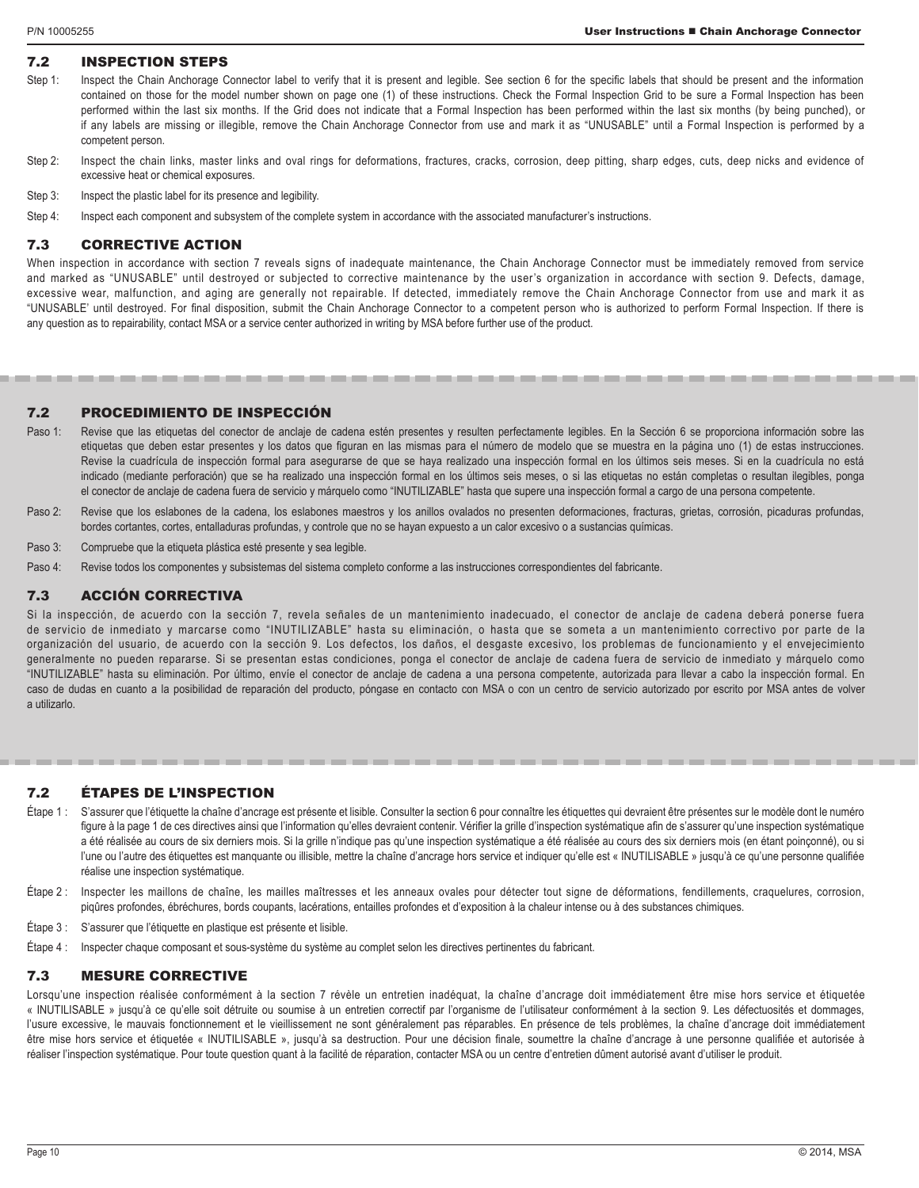## 7.2 INSPECTION STEPS

Step 1: Inspect the Chain Anchorage Connector label to verify that it is present and legible. See section 6 for the specific labels that should be present and the information contained on those for the model number shown on page one (1) of these instructions. Check the Formal Inspection Grid to be sure a Formal Inspection has been performed within the last six months. If the Grid does not indicate that a Formal Inspection has been performed within the last six months (by being punched), or if any labels are missing or illegible, remove the Chain Anchorage Connector from use and mark it as "UNUSABLE" until a Formal Inspection is performed by a competent person.

Step 2: Inspect the chain links, master links and oval rings for deformations, fractures, cracks, corrosion, deep pitting, sharp edges, cuts, deep nicks and evidence of excessive heat or chemical exposures.

Step 3: Inspect the plastic label for its presence and legibility.

Step 4: Inspect each component and subsystem of the complete system in accordance with the associated manufacturer's instructions.

## 7.3 CORRECTIVE ACTION

When inspection in accordance with section 7 reveals signs of inadequate maintenance, the Chain Anchorage Connector must be immediately removed from service and marked as "UNUSABLE" until destroyed or subjected to corrective maintenance by the user's organization in accordance with section 9. Defects, damage, excessive wear, malfunction, and aging are generally not repairable. If detected, immediately remove the Chain Anchorage Connector from use and mark it as "UNUSABLE' until destroyed. For final disposition, submit the Chain Anchorage Connector to a competent person who is authorized to perform Formal Inspection. If there is any question as to repairability, contact MSA or a service center authorized in writing by MSA before further use of the product.

## 7.2 PROCEDIMIENTO DE INSPECCIÓN

Paso 1: Revise que las etiquetas del conector de anclaje de cadena estén presentes y resulten perfectamente legibles. En la Sección 6 se proporciona información sobre las etiquetas que deben estar presentes y los datos que figuran en las mismas para el número de modelo que se muestra en la página uno (1) de estas instrucciones. Revise la cuadrícula de inspección formal para asegurarse de que se haya realizado una inspección formal en los últimos seis meses. Si en la cuadrícula no está indicado (mediante perforación) que se ha realizado una inspección formal en los últimos seis meses, o si las etiquetas no están completas o resultan ilegibles, ponga el conector de anclaje de cadena fuera de servicio y márquelo como "INUTILIZABLE" hasta que supere una inspección formal a cargo de una persona competente.

Paso 2: Revise que los eslabones de la cadena, los eslabones maestros y los anillos ovalados no presenten deformaciones, fracturas, grietas, corrosión, picaduras profundas, bordes cortantes, cortes, entalladuras profundas, y controle que no se hayan expuesto a un calor excesivo o a sustancias químicas.

Paso 3: Compruebe que la etiqueta plástica esté presente y sea legible.

Paso 4: Revise todos los componentes y subsistemas del sistema completo conforme a las instrucciones correspondientes del fabricante.

## 7.3 ACCIÓN CORRECTIVA

Si la inspección, de acuerdo con la sección 7, revela señales de un mantenimiento inadecuado, el conector de anclaje de cadena deberá ponerse fuera de servicio de inmediato y marcarse como "INUTILIZABLE" hasta su eliminación, o hasta que se someta a un mantenimiento correctivo por parte de la organización del usuario, de acuerdo con la sección 9. Los defectos, los daños, el desgaste excesivo, los problemas de funcionamiento y el envejecimiento generalmente no pueden repararse. Si se presentan estas condiciones, ponga el conector de anclaje de cadena fuera de servicio de inmediato y márquelo como "INUTILIZABLE" hasta su eliminación. Por último, envíe el conector de anclaje de cadena a una persona competente, autorizada para llevar a cabo la inspección formal. En caso de dudas en cuanto a la posibilidad de reparación del producto, póngase en contacto con MSA o con un centro de servicio autorizado por escrito por MSA antes de volver a utilizarlo.

## 7.2 ÉTAPES DE L'INSPECTION

Étape 1 : S'assurer que l'étiquette la chaîne d'ancrage est présente et lisible. Consulter la section 6 pour connaître les étiquettes qui devraient être présentes sur le modèle dont le numéro figure à la page 1 de ces directives ainsi que l'information qu'elles devraient contenir. Vérifier la grille d'inspection systématique afin de s'assurer qu'une inspection systématique a été réalisée au cours de six derniers mois. Si la grille n'indique pas qu'une inspection systématique a été réalisée au cours des six derniers mois (en étant poinçonné), ou si l'une ou l'autre des étiquettes est manquante ou illisible, mettre la chaîne d'ancrage hors service et indiquer qu'elle est « INUTILISABLE » jusqu'à ce qu'une personne qualifiée réalise une inspection systématique.

Étape 2 : Inspecter les maillons de chaîne, les mailles maîtresses et les anneaux ovales pour détecter tout signe de déformations, fendillements, craquelures, corrosion, piqûres profondes, ébréchures, bords coupants, lacérations, entailles profondes et d'exposition à la chaleur intense ou à des substances chimiques.

Étape 3 : S'assurer que l'étiquette en plastique est présente et lisible.

Étape 4 : Inspecter chaque composant et sous-système du système au complet selon les directives pertinentes du fabricant.

## 7.3 MESURE CORRECTIVE

Lorsqu'une inspection réalisée conformément à la section 7 révèle un entretien inadéquat, la chaîne d'ancrage doit immédiatement être mise hors service et étiquetée « INUTILISABLE » jusqu'à ce qu'elle soit détruite ou soumise à un entretien correctif par l'organisme de l'utilisateur conformément à la section 9. Les défectuosités et dommages, l'usure excessive, le mauvais fonctionnement et le vieillissement ne sont généralement pas réparables. En présence de tels problèmes, la chaîne d'ancrage doit immédiatement être mise hors service et étiquetée « INUTILISABLE », jusqu'à sa destruction. Pour une décision finale, soumettre la chaîne d'ancrage à une personne qualifiée et autorisée à réaliser l'inspection systématique. Pour toute question quant à la facilité de réparation, contacter MSA ou un centre d'entretien dûment autorisé avant d'utiliser le produit.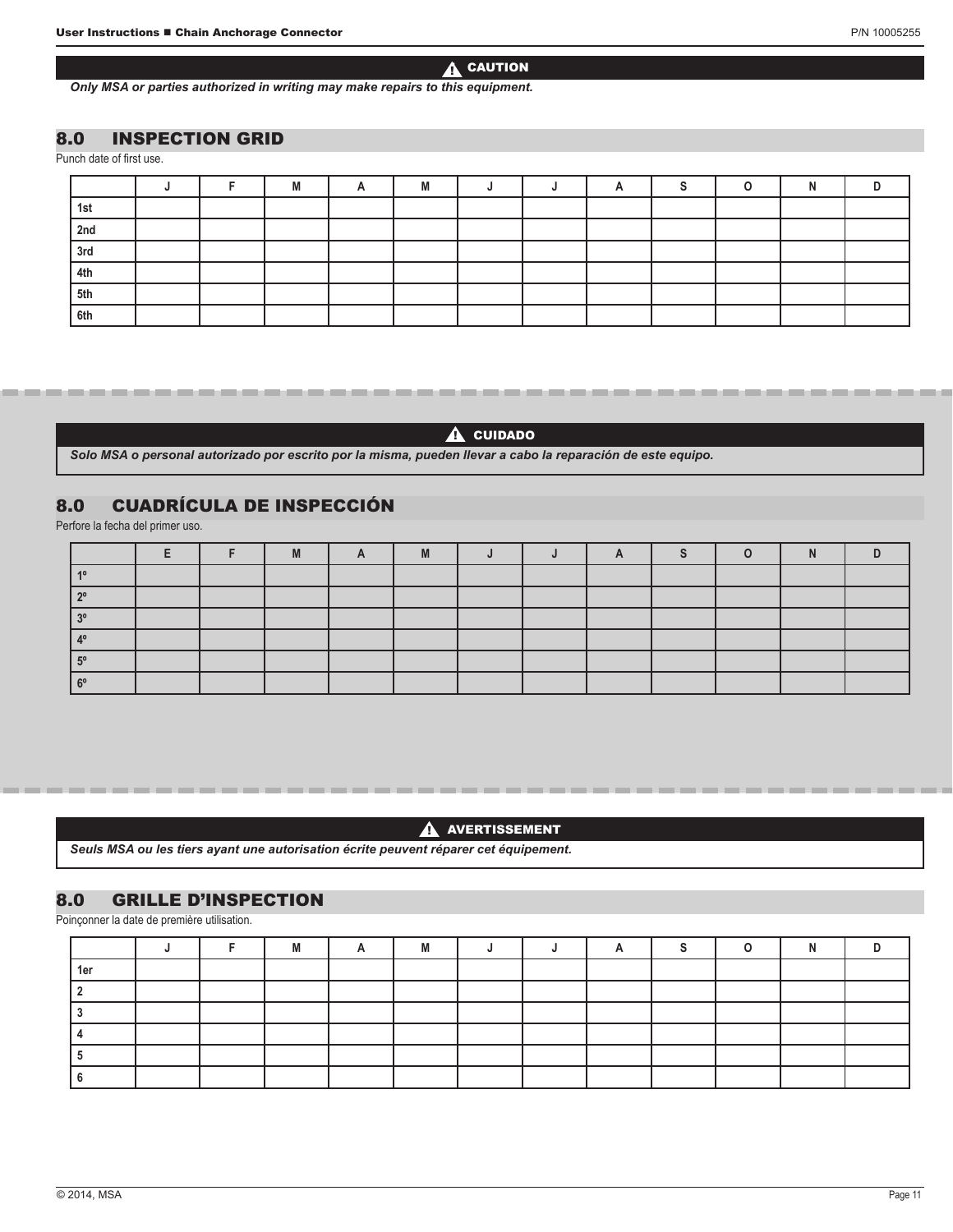**⚠ CAUTION**

*Only MSA or parties authorized in writing may make repairs to this equipment.*

## 8.0 INSPECTION GRID

Punch date of first use.

| | J | F | M | A | M | J | J | A | S | O | N | D |
|---|---|---|---|---|---|---|---|---|---|---|---|---|
| 1st | | | | | | | | | | | | |
| 2nd | | | | | | | | | | | | |
| 3rd | | | | | | | | | | | | |
| 4th | | | | | | | | | | | | |
| 5th | | | | | | | | | | | | |
| 6th | | | | | | | | | | | | |

**⚠ CUIDADO**

*Solo MSA o personal autorizado por escrito por la misma, pueden llevar a cabo la reparación de este equipo.*

## 8.0 CUADRÍCULA DE INSPECCIÓN

Perfore la fecha del primer uso.

| | E | F | M | A | M | J | J | A | S | O | N | D |
|---|---|---|---|---|---|---|---|---|---|---|---|---|
| 1º | | | | | | | | | | | | |
| 2º | | | | | | | | | | | | |
| 3º | | | | | | | | | | | | |
| 4º | | | | | | | | | | | | |
| 5º | | | | | | | | | | | | |
| 6º | | | | | | | | | | | | |

**⚠ AVERTISSEMENT**

*Seuls MSA ou les tiers ayant une autorisation écrite peuvent réparer cet équipement.*

## 8.0 GRILLE D'INSPECTION

Poinçonner la date de première utilisation.

| | J | F | M | A | M | J | J | A | S | O | N | D |
|---|---|---|---|---|---|---|---|---|---|---|---|---|
| 1er | | | | | | | | | | | | |
| 2 | | | | | | | | | | | | |
| 3 | | | | | | | | | | | | |
| 4 | | | | | | | | | | | | |
| 5 | | | | | | | | | | | | |
| 6 | | | | | | | | | | | | |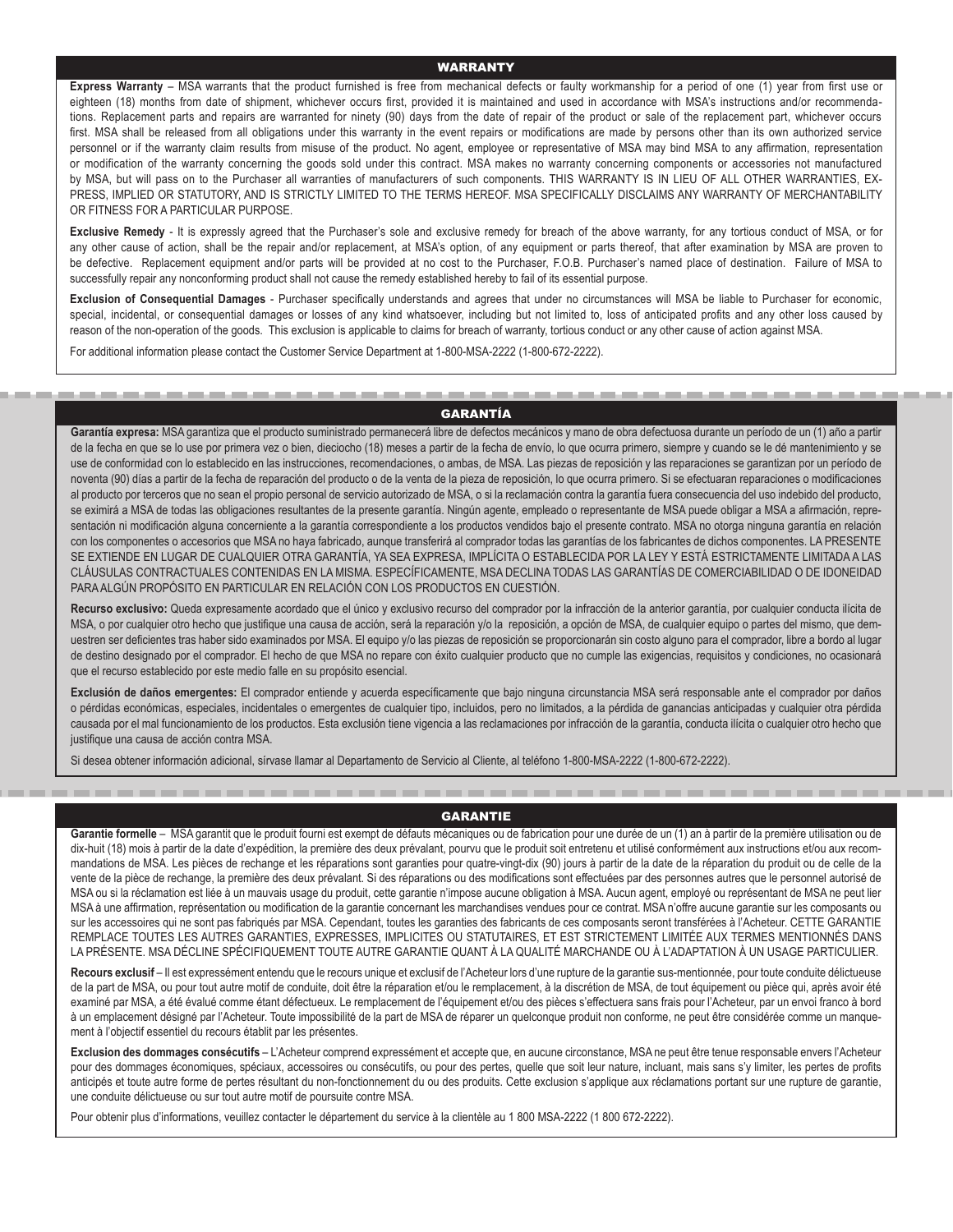## WARRANTY

**Express Warranty** – MSA warrants that the product furnished is free from mechanical defects or faulty workmanship for a period of one (1) year from first use or eighteen (18) months from date of shipment, whichever occurs first, provided it is maintained and used in accordance with MSA's instructions and/or recommendations. Replacement parts and repairs are warranted for ninety (90) days from the date of repair of the product or sale of the replacement part, whichever occurs first. MSA shall be released from all obligations under this warranty in the event repairs or modifications are made by persons other than its own authorized service personnel or if the warranty claim results from misuse of the product. No agent, employee or representative of MSA may bind MSA to any affirmation, representation or modification of the warranty concerning the goods sold under this contract. MSA makes no warranty concerning components or accessories not manufactured by MSA, but will pass on to the Purchaser all warranties of manufacturers of such components. THIS WARRANTY IS IN LIEU OF ALL OTHER WARRANTIES, EXPRESS, IMPLIED OR STATUTORY, AND IS STRICTLY LIMITED TO THE TERMS HEREOF. MSA SPECIFICALLY DISCLAIMS ANY WARRANTY OF MERCHANTABILITY OR FITNESS FOR A PARTICULAR PURPOSE.

**Exclusive Remedy** - It is expressly agreed that the Purchaser's sole and exclusive remedy for breach of the above warranty, for any tortious conduct of MSA, or for any other cause of action, shall be the repair and/or replacement, at MSA's option, of any equipment or parts thereof, that after examination by MSA are proven to be defective. Replacement equipment and/or parts will be provided at no cost to the Purchaser, F.O.B. Purchaser's named place of destination. Failure of MSA to successfully repair any nonconforming product shall not cause the remedy established hereby to fail of its essential purpose.

**Exclusion of Consequential Damages** - Purchaser specifically understands and agrees that under no circumstances will MSA be liable to Purchaser for economic, special, incidental, or consequential damages or losses of any kind whatsoever, including but not limited to, loss of anticipated profits and any other loss caused by reason of the non-operation of the goods. This exclusion is applicable to claims for breach of warranty, tortious conduct or any other cause of action against MSA.

For additional information please contact the Customer Service Department at 1-800-MSA-2222 (1-800-672-2222).

## GARANTÍA

**Garantía expresa:** MSA garantiza que el producto suministrado permanecerá libre de defectos mecánicos y mano de obra defectuosa durante un período de un (1) año a partir de la fecha en que se lo use por primera vez o bien, dieciocho (18) meses a partir de la fecha de envío, lo que ocurra primero, siempre y cuando se le dé mantenimiento y se use de conformidad con lo establecido en las instrucciones, recomendaciones, o ambas, de MSA. Las piezas de reposición y las reparaciones se garantizan por un período de noventa (90) días a partir de la fecha de reparación del producto o de la venta de la pieza de reposición, lo que ocurra primero. Si se efectuaran reparaciones o modificaciones al producto por terceros que no sean el propio personal de servicio autorizado de MSA, o si la reclamación contra la garantía fuera consecuencia del uso indebido del producto, se eximirá a MSA de todas las obligaciones resultantes de la presente garantía. Ningún agente, empleado o representante de MSA puede obligar a MSA a afirmación, representación ni modificación alguna concerniente a la garantía correspondiente a los productos vendidos bajo el presente contrato. MSA no otorga ninguna garantía en relación con los componentes o accesorios que MSA no haya fabricado, aunque transferirá al comprador todas las garantías de los fabricantes de dichos componentes. LA PRESENTE SE EXTIENDE EN LUGAR DE CUALQUIER OTRA GARANTÍA, YA SEA EXPRESA, IMPLÍCITA O ESTABLECIDA POR LA LEY Y ESTÁ ESTRICTAMENTE LIMITADA A LAS CLÁUSULAS CONTRACTUALES CONTENIDAS EN LA MISMA. ESPECÍFICAMENTE, MSA DECLINA TODAS LAS GARANTÍAS DE COMERCIABILIDAD O DE IDONEIDAD PARA ALGÚN PROPÓSITO EN PARTICULAR EN RELACIÓN CON LOS PRODUCTOS EN CUESTIÓN.

**Recurso exclusivo:** Queda expresamente acordado que el único y exclusivo recurso del comprador por la infracción de la anterior garantía, por cualquier conducta ilícita de MSA, o por cualquier otro hecho que justifique una causa de acción, será la reparación y/o la reposición, a opción de MSA, de cualquier equipo o partes del mismo, que demuestren ser deficientes tras haber sido examinados por MSA. El equipo y/o las piezas de reposición se proporcionarán sin costo alguno para el comprador, libre a bordo al lugar de destino designado por el comprador. El hecho de que MSA no repare con éxito cualquier producto que no cumple las exigencias, requisitos y condiciones, no ocasionará que el recurso establecido por este medio falle en su propósito esencial.

**Exclusión de daños emergentes:** El comprador entiende y acuerda específicamente que bajo ninguna circunstancia MSA será responsable ante el comprador por daños o pérdidas económicas, especiales, incidentales o emergentes de cualquier tipo, incluidos, pero no limitados, a la pérdida de ganancias anticipadas y cualquier otra pérdida causada por el mal funcionamiento de los productos. Esta exclusión tiene vigencia a las reclamaciones por infracción de la garantía, conducta ilícita o cualquier otro hecho que justifique una causa de acción contra MSA.

Si desea obtener información adicional, sírvase llamar al Departamento de Servicio al Cliente, al teléfono 1-800-MSA-2222 (1-800-672-2222).

## GARANTIE

**Garantie formelle** – MSA garantit que le produit fourni est exempt de défauts mécaniques ou de fabrication pour une durée de un (1) an à partir de la première utilisation ou de dix-huit (18) mois à partir de la date d'expédition, la première des deux prévalant, pourvu que le produit soit entretenu et utilisé conformément aux instructions et/ou aux recommandations de MSA. Les pièces de rechange et les réparations sont garanties pour quatre-vingt-dix (90) jours à partir de la date de la réparation du produit ou de celle de la vente de la pièce de rechange, la première des deux prévalant. Si des réparations ou des modifications sont effectuées par des personnes autres que le personnel autorisé de MSA ou si la réclamation est liée à un mauvais usage du produit, cette garantie n'impose aucune obligation à MSA. Aucun agent, employé ou représentant de MSA ne peut lier MSA à une affirmation, représentation ou modification de la garantie concernant les marchandises vendues pour ce contrat. MSA n'offre aucune garantie sur les composants ou sur les accessoires qui ne sont pas fabriqués par MSA. Cependant, toutes les garanties des fabricants de ces composants seront transférées à l'Acheteur. CETTE GARANTIE REMPLACE TOUTES LES AUTRES GARANTIES, EXPRESSES, IMPLICITES OU STATUTAIRES, ET EST STRICTEMENT LIMITÉE AUX TERMES MENTIONNÉS DANS LA PRÉSENTE. MSA DÉCLINE SPÉCIFIQUEMENT TOUTE AUTRE GARANTIE QUANT À LA QUALITÉ MARCHANDE OU À L'ADAPTATION À UN USAGE PARTICULIER.

**Recours exclusif** – Il est expressément entendu que le recours unique et exclusif de l'Acheteur lors d'une rupture de la garantie sus-mentionnée, pour toute conduite délictueuse de la part de MSA, ou pour tout autre motif de conduite, doit être la réparation et/ou le remplacement, à la discrétion de MSA, de tout équipement ou pièce qui, après avoir été examiné par MSA, a été évalué comme étant défectueux. Le remplacement de l'équipement et/ou des pièces s'effectuera sans frais pour l'Acheteur, par un envoi franco à bord à un emplacement désigné par l'Acheteur. Toute impossibilité de la part de MSA de réparer un quelconque produit non conforme, ne peut être considérée comme un manquement à l'objectif essentiel du recours établit par les présentes.

**Exclusion des dommages consécutifs** – L'Acheteur comprend expressément et accepte que, en aucune circonstance, MSA ne peut être tenue responsable envers l'Acheteur pour des dommages économiques, spéciaux, accessoires ou consécutifs, ou pour des pertes, quelle que soit leur nature, incluant, mais sans s'y limiter, les pertes de profits anticipés et toute autre forme de pertes résultant du non-fonctionnement du ou des produits. Cette exclusion s'applique aux réclamations portant sur une rupture de garantie, une conduite délictueuse ou sur tout autre motif de poursuite contre MSA.

Pour obtenir plus d'informations, veuillez contacter le département du service à la clientèle au 1 800 MSA-2222 (1 800 672-2222).